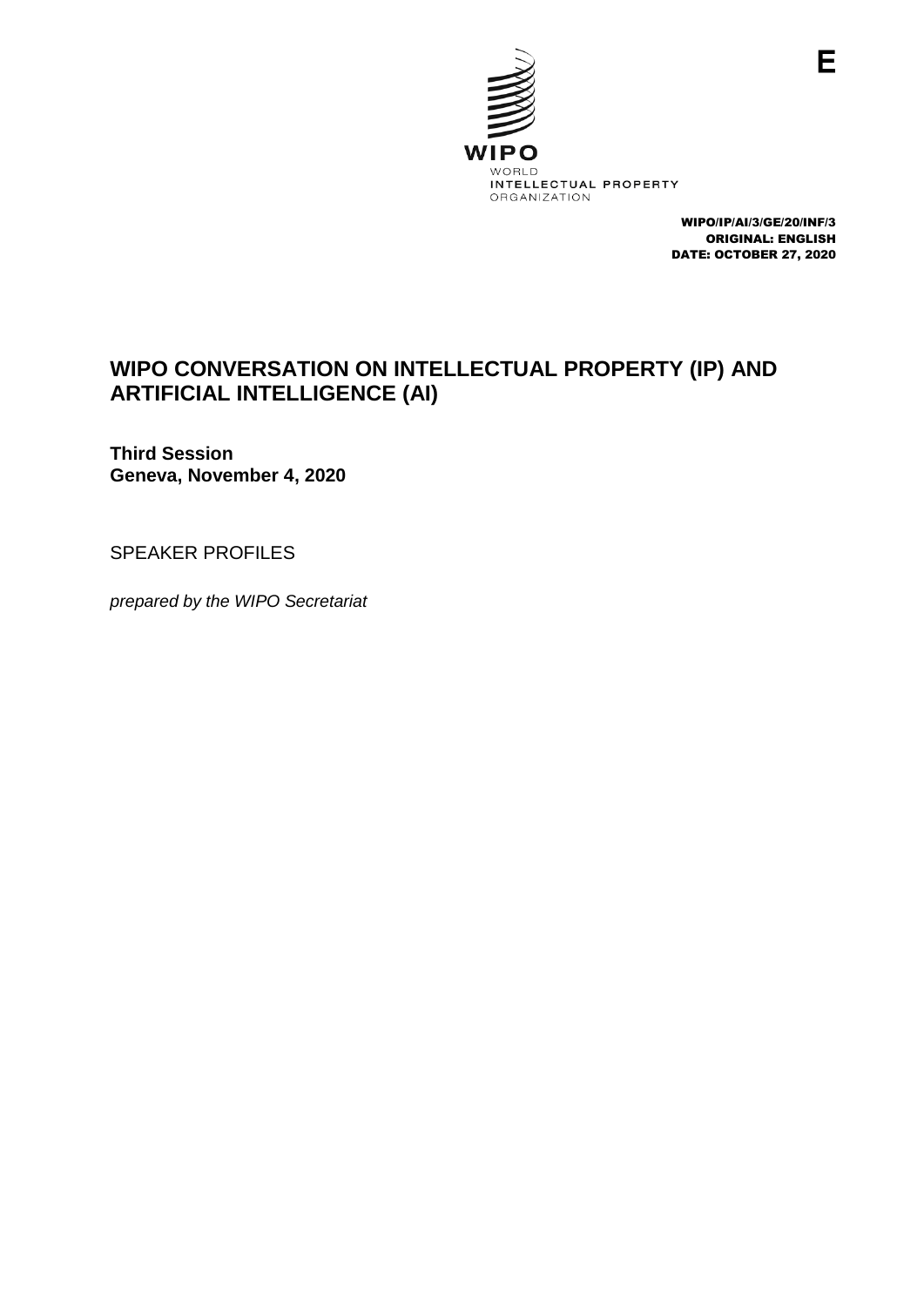E

WIPO

WORLD
INTELLECTUAL PROPERTY
ORGANIZATION

WIPO/IP/AI/3/GE/20/INF/3
ORIGINAL: ENGLISH
DATE: OCTOBER 27, 2020

# WIPO CONVERSATION ON INTELLECTUAL PROPERTY (IP) AND ARTIFICIAL INTELLIGENCE (AI)

**Third Session**
**Geneva, November 4, 2020**

SPEAKER PROFILES

*prepared by the WIPO Secretariat*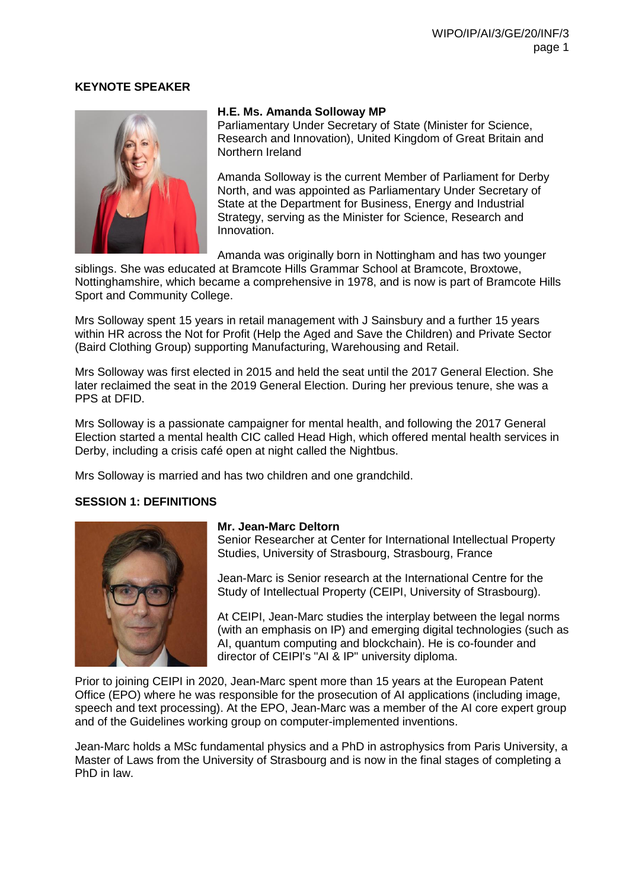**KEYNOTE SPEAKER**

**H.E. Ms. Amanda Solloway MP**
Parliamentary Under Secretary of State (Minister for Science, Research and Innovation), United Kingdom of Great Britain and Northern Ireland

Amanda Solloway is the current Member of Parliament for Derby North, and was appointed as Parliamentary Under Secretary of State at the Department for Business, Energy and Industrial Strategy, serving as the Minister for Science, Research and Innovation.

Amanda was originally born in Nottingham and has two younger siblings. She was educated at Bramcote Hills Grammar School at Bramcote, Broxtowe, Nottinghamshire, which became a comprehensive in 1978, and is now is part of Bramcote Hills Sport and Community College.

Mrs Solloway spent 15 years in retail management with J Sainsbury and a further 15 years within HR across the Not for Profit (Help the Aged and Save the Children) and Private Sector (Baird Clothing Group) supporting Manufacturing, Warehousing and Retail.

Mrs Solloway was first elected in 2015 and held the seat until the 2017 General Election. She later reclaimed the seat in the 2019 General Election. During her previous tenure, she was a PPS at DFID.

Mrs Solloway is a passionate campaigner for mental health, and following the 2017 General Election started a mental health CIC called Head High, which offered mental health services in Derby, including a crisis café open at night called the Nightbus.

Mrs Solloway is married and has two children and one grandchild.

**SESSION 1: DEFINITIONS**

**Mr. Jean-Marc Deltorn**
Senior Researcher at Center for International Intellectual Property Studies, University of Strasbourg, Strasbourg, France

Jean-Marc is Senior research at the International Centre for the Study of Intellectual Property (CEIPI, University of Strasbourg).

At CEIPI, Jean-Marc studies the interplay between the legal norms (with an emphasis on IP) and emerging digital technologies (such as AI, quantum computing and blockchain). He is co-founder and director of CEIPI's "AI & IP" university diploma.

Prior to joining CEIPI in 2020, Jean-Marc spent more than 15 years at the European Patent Office (EPO) where he was responsible for the prosecution of AI applications (including image, speech and text processing). At the EPO, Jean-Marc was a member of the AI core expert group and of the Guidelines working group on computer-implemented inventions.

Jean-Marc holds a MSc fundamental physics and a PhD in astrophysics from Paris University, a Master of Laws from the University of Strasbourg and is now in the final stages of completing a PhD in law.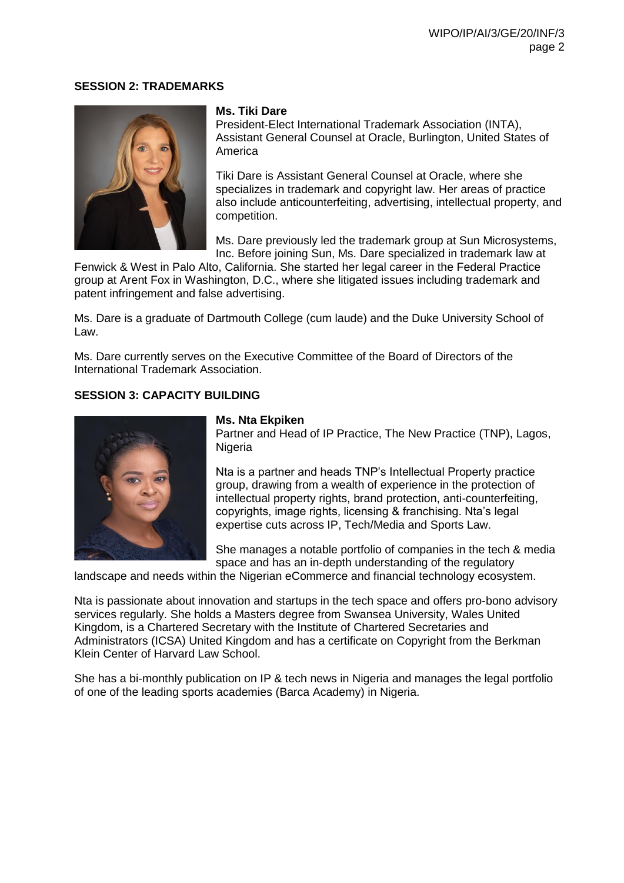## SESSION 2: TRADEMARKS

**Ms. Tiki Dare**
President-Elect International Trademark Association (INTA), Assistant General Counsel at Oracle, Burlington, United States of America

Tiki Dare is Assistant General Counsel at Oracle, where she specializes in trademark and copyright law. Her areas of practice also include anticounterfeiting, advertising, intellectual property, and competition.

Ms. Dare previously led the trademark group at Sun Microsystems, Inc. Before joining Sun, Ms. Dare specialized in trademark law at Fenwick & West in Palo Alto, California. She started her legal career in the Federal Practice group at Arent Fox in Washington, D.C., where she litigated issues including trademark and patent infringement and false advertising.

Ms. Dare is a graduate of Dartmouth College (cum laude) and the Duke University School of Law.

Ms. Dare currently serves on the Executive Committee of the Board of Directors of the International Trademark Association.

## SESSION 3: CAPACITY BUILDING

**Ms. Nta Ekpiken**
Partner and Head of IP Practice, The New Practice (TNP), Lagos, Nigeria

Nta is a partner and heads TNP's Intellectual Property practice group, drawing from a wealth of experience in the protection of intellectual property rights, brand protection, anti-counterfeiting, copyrights, image rights, licensing & franchising. Nta's legal expertise cuts across IP, Tech/Media and Sports Law.

She manages a notable portfolio of companies in the tech & media space and has an in-depth understanding of the regulatory landscape and needs within the Nigerian eCommerce and financial technology ecosystem.

Nta is passionate about innovation and startups in the tech space and offers pro-bono advisory services regularly. She holds a Masters degree from Swansea University, Wales United Kingdom, is a Chartered Secretary with the Institute of Chartered Secretaries and Administrators (ICSA) United Kingdom and has a certificate on Copyright from the Berkman Klein Center of Harvard Law School.

She has a bi-monthly publication on IP & tech news in Nigeria and manages the legal portfolio of one of the leading sports academies (Barca Academy) in Nigeria.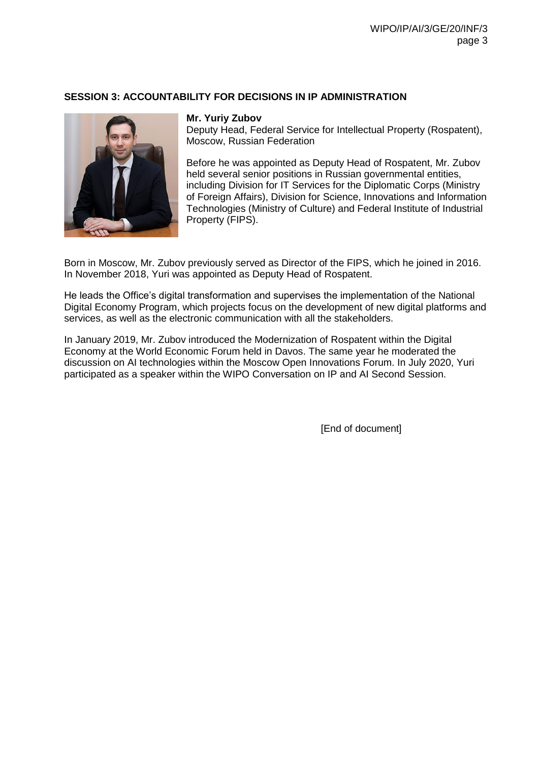## SESSION 3: ACCOUNTABILITY FOR DECISIONS IN IP ADMINISTRATION

**Mr. Yuriy Zubov**
Deputy Head, Federal Service for Intellectual Property (Rospatent), Moscow, Russian Federation

Before he was appointed as Deputy Head of Rospatent, Mr. Zubov held several senior positions in Russian governmental entities, including Division for IT Services for the Diplomatic Corps (Ministry of Foreign Affairs), Division for Science, Innovations and Information Technologies (Ministry of Culture) and Federal Institute of Industrial Property (FIPS).

Born in Moscow, Mr. Zubov previously served as Director of the FIPS, which he joined in 2016. In November 2018, Yuri was appointed as Deputy Head of Rospatent.

He leads the Office's digital transformation and supervises the implementation of the National Digital Economy Program, which projects focus on the development of new digital platforms and services, as well as the electronic communication with all the stakeholders.

In January 2019, Mr. Zubov introduced the Modernization of Rospatent within the Digital Economy at the World Economic Forum held in Davos. The same year he moderated the discussion on AI technologies within the Moscow Open Innovations Forum. In July 2020, Yuri participated as a speaker within the WIPO Conversation on IP and AI Second Session.

[End of document]